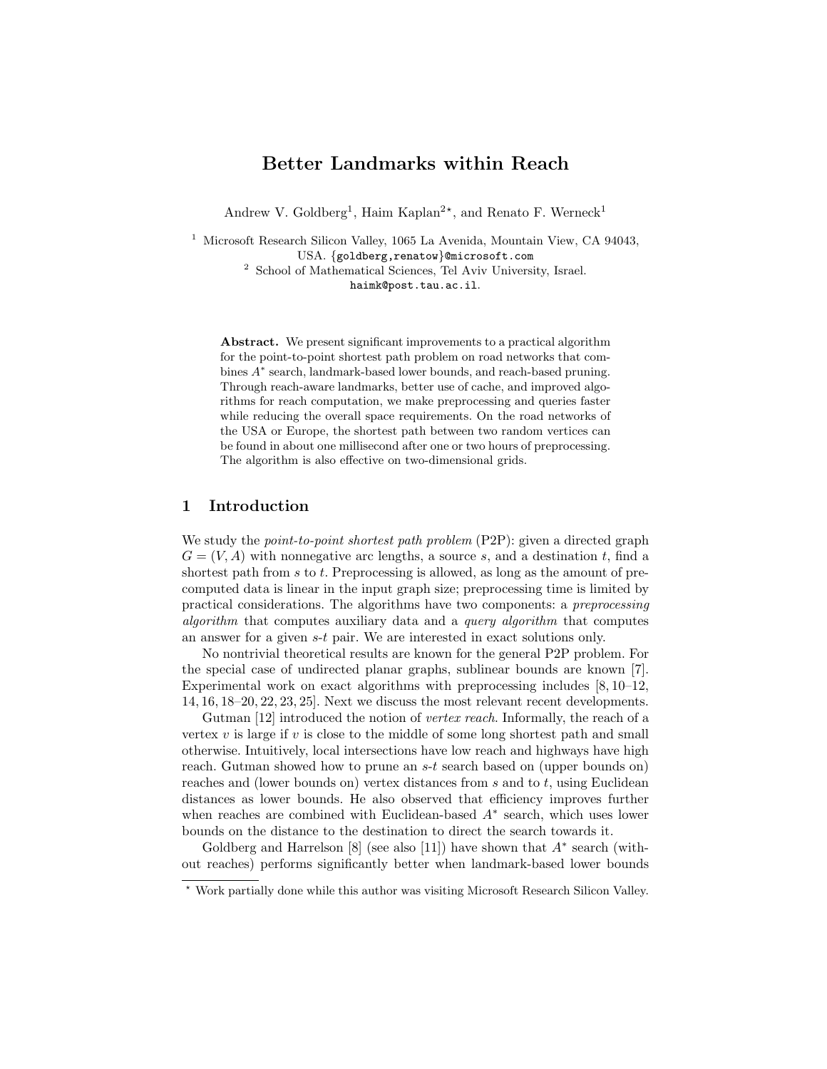# Better Landmarks within Reach

Andrew V. Goldberg[1], Haim Kaplan[2*], and Renato F. Werneck[1]

[1] Microsoft Research Silicon Valley, 1065 La Avenida, Mountain View, CA 94043, USA. {goldberg,renatow}@microsoft.com

[2] School of Mathematical Sciences, Tel Aviv University, Israel. haimk@post.tau.ac.il.

**Abstract.** We present significant improvements to a practical algorithm for the point-to-point shortest path problem on road networks that combines $A^*$ search, landmark-based lower bounds, and reach-based pruning. Through reach-aware landmarks, better use of cache, and improved algorithms for reach computation, we make preprocessing and queries faster while reducing the overall space requirements. On the road networks of the USA or Europe, the shortest path between two random vertices can be found in about one millisecond after one or two hours of preprocessing. The algorithm is also effective on two-dimensional grids.

## 1 Introduction

We study the *point-to-point shortest path problem* (P2P): given a directed graph $G = (V, A)$ with nonnegative arc lengths, a source $s$, and a destination $t$, find a shortest path from $s$ to $t$. Preprocessing is allowed, as long as the amount of precomputed data is linear in the input graph size; preprocessing time is limited by practical considerations. The algorithms have two components: a *preprocessing algorithm* that computes auxiliary data and a *query algorithm* that computes an answer for a given $s$-$t$ pair. We are interested in exact solutions only.

No nontrivial theoretical results are known for the general P2P problem. For the special case of undirected planar graphs, sublinear bounds are known [7]. Experimental work on exact algorithms with preprocessing includes [8, 10–12, 14, 16, 18–20, 22, 23, 25]. Next we discuss the most relevant recent developments.

Gutman [12] introduced the notion of *vertex reach*. Informally, the reach of a vertex $v$ is large if $v$ is close to the middle of some long shortest path and small otherwise. Intuitively, local intersections have low reach and highways have high reach. Gutman showed how to prune an $s$-$t$ search based on (upper bounds on) reaches and (lower bounds on) vertex distances from $s$ and to $t$, using Euclidean distances as lower bounds. He also observed that efficiency improves further when reaches are combined with Euclidean-based $A^*$ search, which uses lower bounds on the distance to the destination to direct the search towards it.

Goldberg and Harrelson [8] (see also [11]) have shown that $A^*$ search (without reaches) performs significantly better when landmark-based lower bounds

* Work partially done while this author was visiting Microsoft Research Silicon Valley.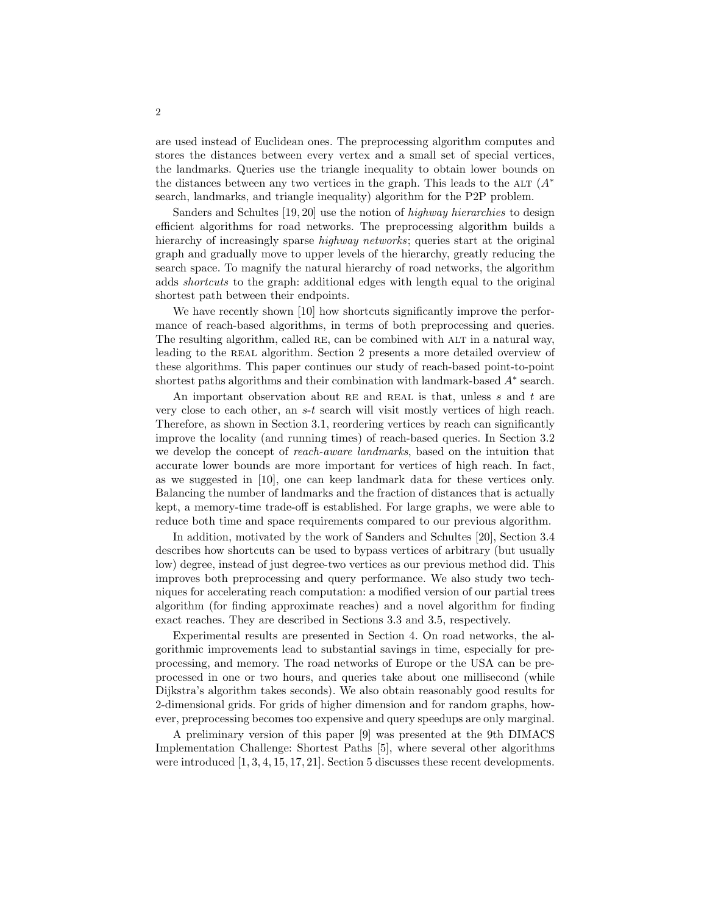are used instead of Euclidean ones. The preprocessing algorithm computes and stores the distances between every vertex and a small set of special vertices, the landmarks. Queries use the triangle inequality to obtain lower bounds on the distances between any two vertices in the graph. This leads to the ALT ($A^*$ search, landmarks, and triangle inequality) algorithm for the P2P problem.

Sanders and Schultes [19, 20] use the notion of *highway hierarchies* to design efficient algorithms for road networks. The preprocessing algorithm builds a hierarchy of increasingly sparse *highway networks*; queries start at the original graph and gradually move to upper levels of the hierarchy, greatly reducing the search space. To magnify the natural hierarchy of road networks, the algorithm adds *shortcuts* to the graph: additional edges with length equal to the original shortest path between their endpoints.

We have recently shown [10] how shortcuts significantly improve the performance of reach-based algorithms, in terms of both preprocessing and queries. The resulting algorithm, called RE, can be combined with ALT in a natural way, leading to the REAL algorithm. Section 2 presents a more detailed overview of these algorithms. This paper continues our study of reach-based point-to-point shortest paths algorithms and their combination with landmark-based $A^*$ search.

An important observation about RE and REAL is that, unless $s$ and $t$ are very close to each other, an $s$-$t$ search will visit mostly vertices of high reach. Therefore, as shown in Section 3.1, reordering vertices by reach can significantly improve the locality (and running times) of reach-based queries. In Section 3.2 we develop the concept of *reach-aware landmarks*, based on the intuition that accurate lower bounds are more important for vertices of high reach. In fact, as we suggested in [10], one can keep landmark data for these vertices only. Balancing the number of landmarks and the fraction of distances that is actually kept, a memory-time trade-off is established. For large graphs, we were able to reduce both time and space requirements compared to our previous algorithm.

In addition, motivated by the work of Sanders and Schultes [20], Section 3.4 describes how shortcuts can be used to bypass vertices of arbitrary (but usually low) degree, instead of just degree-two vertices as our previous method did. This improves both preprocessing and query performance. We also study two techniques for accelerating reach computation: a modified version of our partial trees algorithm (for finding approximate reaches) and a novel algorithm for finding exact reaches. They are described in Sections 3.3 and 3.5, respectively.

Experimental results are presented in Section 4. On road networks, the algorithmic improvements lead to substantial savings in time, especially for preprocessing, and memory. The road networks of Europe or the USA can be preprocessed in one or two hours, and queries take about one millisecond (while Dijkstra's algorithm takes seconds). We also obtain reasonably good results for 2-dimensional grids. For grids of higher dimension and for random graphs, however, preprocessing becomes too expensive and query speedups are only marginal.

A preliminary version of this paper [9] was presented at the 9th DIMACS Implementation Challenge: Shortest Paths [5], where several other algorithms were introduced [1, 3, 4, 15, 17, 21]. Section 5 discusses these recent developments.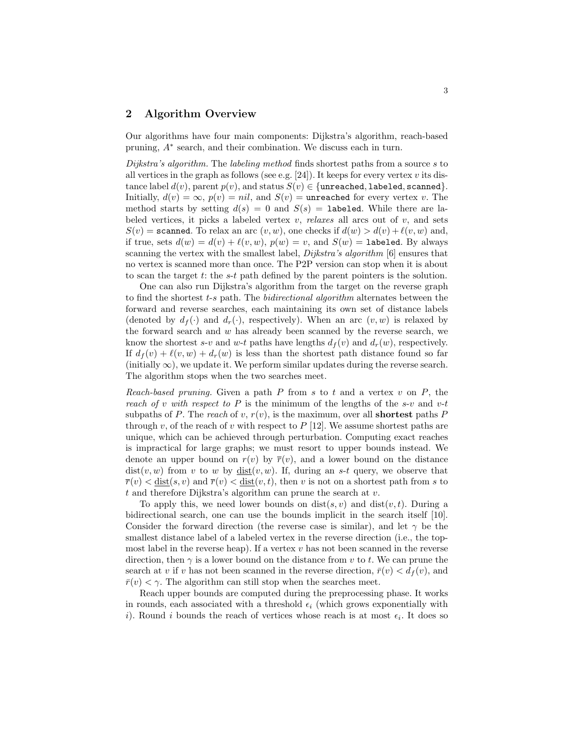## 2 Algorithm Overview

Our algorithms have four main components: Dijkstra's algorithm, reach-based pruning, $A^*$ search, and their combination. We discuss each in turn.

*Dijkstra's algorithm.* The *labeling method* finds shortest paths from a source $s$ to all vertices in the graph as follows (see e.g. [24]). It keeps for every vertex $v$ its distance label $d(v)$, parent $p(v)$, and status $S(v) \in \{\texttt{unreached}, \texttt{labeled}, \texttt{scanned}\}$. Initially, $d(v) = \infty$, $p(v) = nil$, and $S(v) = \texttt{unreached}$ for every vertex $v$. The method starts by setting $d(s) = 0$ and $S(s) = \texttt{labeled}$. While there are labeled vertices, it picks a labeled vertex $v$, *relaxes* all arcs out of $v$, and sets $S(v) = \texttt{scanned}$. To relax an arc $(v, w)$, one checks if $d(w) > d(v) + \ell(v, w)$ and, if true, sets $d(w) = d(v) + \ell(v, w)$, $p(w) = v$, and $S(w) = \texttt{labeled}$. By always scanning the vertex with the smallest label, *Dijkstra's algorithm* [6] ensures that no vertex is scanned more than once. The P2P version can stop when it is about to scan the target $t$: the $s$-$t$ path defined by the parent pointers is the solution.

One can also run Dijkstra's algorithm from the target on the reverse graph to find the shortest $t$-$s$ path. The *bidirectional algorithm* alternates between the forward and reverse searches, each maintaining its own set of distance labels (denoted by $d_f(\cdot)$ and $d_r(\cdot)$, respectively). When an arc $(v, w)$ is relaxed by the forward search and $w$ has already been scanned by the reverse search, we know the shortest $s$-$v$ and $w$-$t$ paths have lengths $d_f(v)$ and $d_r(w)$, respectively. If $d_f(v) + \ell(v, w) + d_r(w)$ is less than the shortest path distance found so far (initially $\infty$), we update it. We perform similar updates during the reverse search. The algorithm stops when the two searches meet.

*Reach-based pruning.* Given a path $P$ from $s$ to $t$ and a vertex $v$ on $P$, the *reach of $v$ with respect to $P$* is the minimum of the lengths of the $s$-$v$ and $v$-$t$ subpaths of $P$. The *reach* of $v$, $r(v)$, is the maximum, over all **shortest** paths $P$ through $v$, of the reach of $v$ with respect to $P$ [12]. We assume shortest paths are unique, which can be achieved through perturbation. Computing exact reaches is impractical for large graphs; we must resort to upper bounds instead. We denote an upper bound on $r(v)$ by $\overline{r}(v)$, and a lower bound on the distance $\text{dist}(v, w)$ from $v$ to $w$ by $\underline{\text{dist}}(v, w)$. If, during an $s$-$t$ query, we observe that $\overline{r}(v) < \underline{\text{dist}}(s, v)$ and $\overline{r}(v) < \underline{\text{dist}}(v, t)$, then $v$ is not on a shortest path from $s$ to $t$ and therefore Dijkstra's algorithm can prune the search at $v$.

To apply this, we need lower bounds on $\text{dist}(s, v)$ and $\text{dist}(v, t)$. During a bidirectional search, one can use the bounds implicit in the search itself [10]. Consider the forward direction (the reverse case is similar), and let $\gamma$ be the smallest distance label of a labeled vertex in the reverse direction (i.e., the topmost label in the reverse heap). If a vertex $v$ has not been scanned in the reverse direction, then $\gamma$ is a lower bound on the distance from $v$ to $t$. We can prune the search at $v$ if $v$ has not been scanned in the reverse direction, $\bar{r}(v) < d_f(v)$, and $\bar{r}(v) < \gamma$. The algorithm can still stop when the searches meet.

Reach upper bounds are computed during the preprocessing phase. It works in rounds, each associated with a threshold $\epsilon_i$ (which grows exponentially with $i$). Round $i$ bounds the reach of vertices whose reach is at most $\epsilon_i$. It does so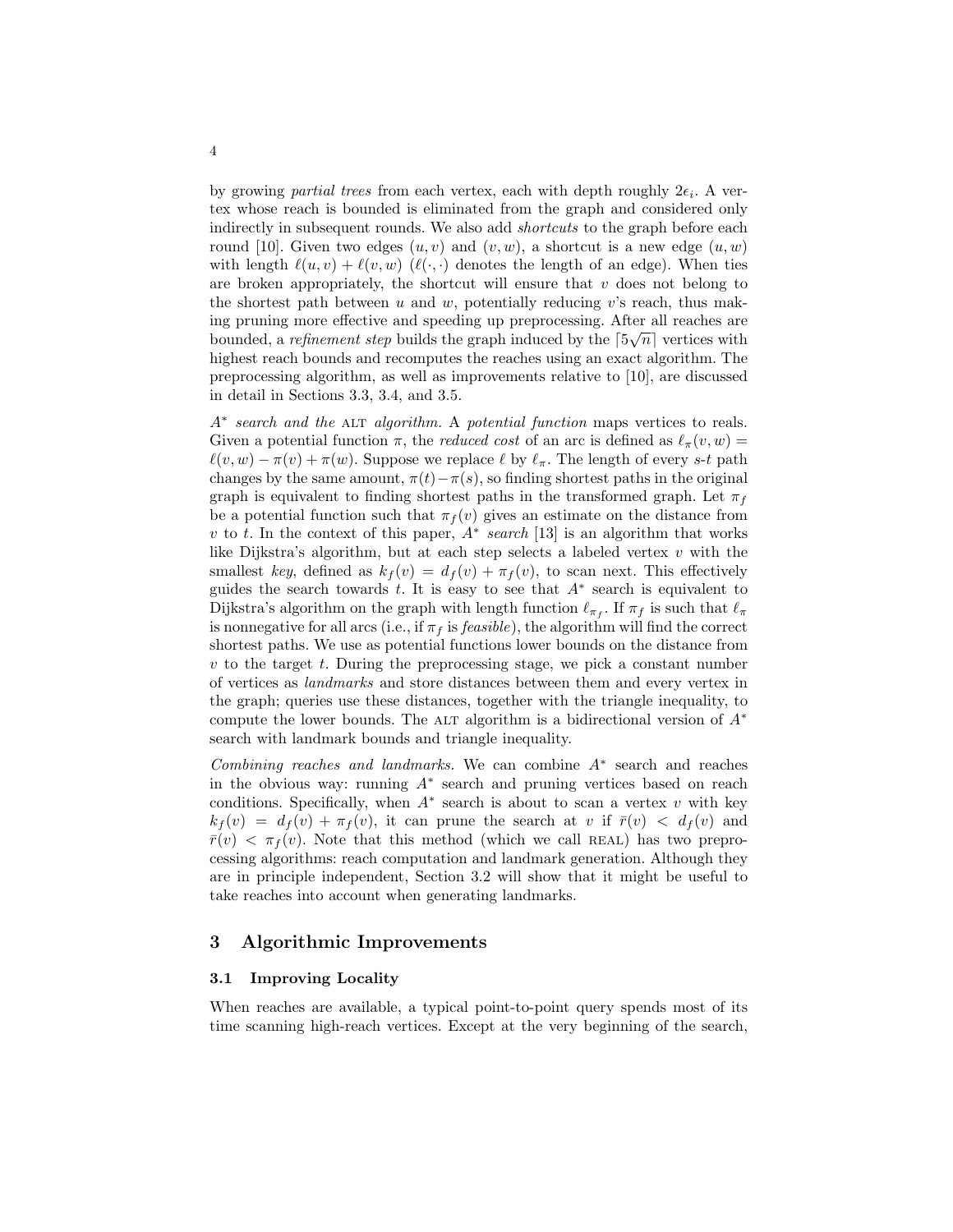by growing *partial trees* from each vertex, each with depth roughly $2\epsilon_i$. A vertex whose reach is bounded is eliminated from the graph and considered only indirectly in subsequent rounds. We also add *shortcuts* to the graph before each round [10]. Given two edges $(u, v)$ and $(v, w)$, a shortcut is a new edge $(u, w)$ with length $\ell(u, v) + \ell(v, w)$ ($\ell(\cdot, \cdot)$ denotes the length of an edge). When ties are broken appropriately, the shortcut will ensure that $v$ does not belong to the shortest path between $u$ and $w$, potentially reducing $v$'s reach, thus making pruning more effective and speeding up preprocessing. After all reaches are bounded, a *refinement step* builds the graph induced by the $\lceil 5\sqrt{n} \rceil$ vertices with highest reach bounds and recomputes the reaches using an exact algorithm. The preprocessing algorithm, as well as improvements relative to [10], are discussed in detail in Sections 3.3, 3.4, and 3.5.

*$A^*$ search and the* ALT *algorithm.* A *potential function* maps vertices to reals. Given a potential function $\pi$, the *reduced cost* of an arc is defined as $\ell_\pi(v, w) = \ell(v, w) - \pi(v) + \pi(w)$. Suppose we replace $\ell$ by $\ell_\pi$. The length of every $s$-$t$ path changes by the same amount, $\pi(t) - \pi(s)$, so finding shortest paths in the original graph is equivalent to finding shortest paths in the transformed graph. Let $\pi_f$ be a potential function such that $\pi_f(v)$ gives an estimate on the distance from $v$ to $t$. In the context of this paper, *$A^*$ search* [13] is an algorithm that works like Dijkstra's algorithm, but at each step selects a labeled vertex $v$ with the smallest *key*, defined as $k_f(v) = d_f(v) + \pi_f(v)$, to scan next. This effectively guides the search towards $t$. It is easy to see that $A^*$ search is equivalent to Dijkstra's algorithm on the graph with length function $\ell_{\pi_f}$. If $\pi_f$ is such that $\ell_\pi$ is nonnegative for all arcs (i.e., if $\pi_f$ is *feasible*), the algorithm will find the correct shortest paths. We use as potential functions lower bounds on the distance from $v$ to the target $t$. During the preprocessing stage, we pick a constant number of vertices as *landmarks* and store distances between them and every vertex in the graph; queries use these distances, together with the triangle inequality, to compute the lower bounds. The ALT algorithm is a bidirectional version of $A^*$ search with landmark bounds and triangle inequality.

*Combining reaches and landmarks.* We can combine $A^*$ search and reaches in the obvious way: running $A^*$ search and pruning vertices based on reach conditions. Specifically, when $A^*$ search is about to scan a vertex $v$ with key $k_f(v) = d_f(v) + \pi_f(v)$, it can prune the search at $v$ if $\bar{r}(v) < d_f(v)$ and $\bar{r}(v) < \pi_f(v)$. Note that this method (which we call REAL) has two preprocessing algorithms: reach computation and landmark generation. Although they are in principle independent, Section 3.2 will show that it might be useful to take reaches into account when generating landmarks.

## 3 Algorithmic Improvements

### 3.1 Improving Locality

When reaches are available, a typical point-to-point query spends most of its time scanning high-reach vertices. Except at the very beginning of the search,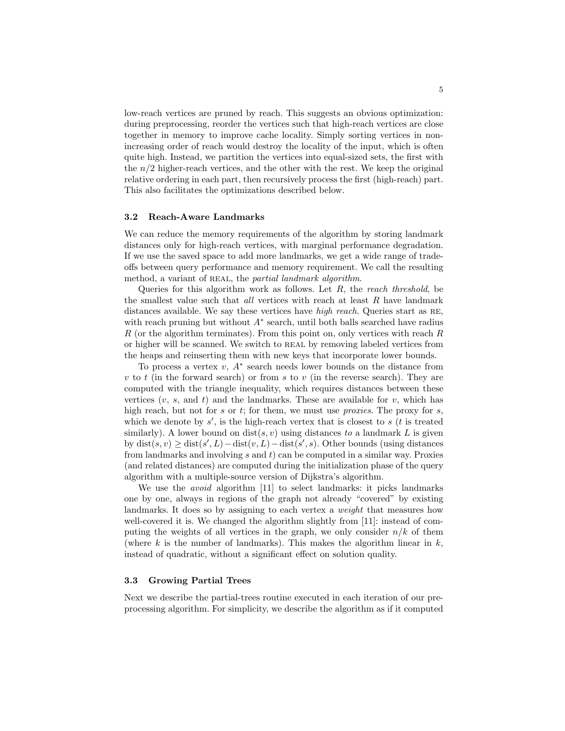low-reach vertices are pruned by reach. This suggests an obvious optimization: during preprocessing, reorder the vertices such that high-reach vertices are close together in memory to improve cache locality. Simply sorting vertices in non-increasing order of reach would destroy the locality of the input, which is often quite high. Instead, we partition the vertices into equal-sized sets, the first with the $n/2$ higher-reach vertices, and the other with the rest. We keep the original relative ordering in each part, then recursively process the first (high-reach) part. This also facilitates the optimizations described below.

### 3.2 Reach-Aware Landmarks

We can reduce the memory requirements of the algorithm by storing landmark distances only for high-reach vertices, with marginal performance degradation. If we use the saved space to add more landmarks, we get a wide range of trade-offs between query performance and memory requirement. We call the resulting method, a variant of REAL, the *partial landmark algorithm*.

Queries for this algorithm work as follows. Let $R$, the *reach threshold*, be the smallest value such that *all* vertices with reach at least $R$ have landmark distances available. We say these vertices have *high reach*. Queries start as RE, with reach pruning but without $A^*$ search, until both balls searched have radius $R$ (or the algorithm terminates). From this point on, only vertices with reach $R$ or higher will be scanned. We switch to REAL by removing labeled vertices from the heaps and reinserting them with new keys that incorporate lower bounds.

To process a vertex $v$, $A^*$ search needs lower bounds on the distance from $v$ to $t$ (in the forward search) or from $s$ to $v$ (in the reverse search). They are computed with the triangle inequality, which requires distances between these vertices ($v$, $s$, and $t$) and the landmarks. These are available for $v$, which has high reach, but not for $s$ or $t$; for them, we must use *proxies*. The proxy for $s$, which we denote by $s'$, is the high-reach vertex that is closest to $s$ ($t$ is treated similarly). A lower bound on $\text{dist}(s, v)$ using distances *to* a landmark $L$ is given by $\text{dist}(s, v) \geq \text{dist}(s', L) - \text{dist}(v, L) - \text{dist}(s', s)$. Other bounds (using distances from landmarks and involving $s$ and $t$) can be computed in a similar way. Proxies (and related distances) are computed during the initialization phase of the query algorithm with a multiple-source version of Dijkstra's algorithm.

We use the *avoid* algorithm [11] to select landmarks: it picks landmarks one by one, always in regions of the graph not already "covered" by existing landmarks. It does so by assigning to each vertex a *weight* that measures how well-covered it is. We changed the algorithm slightly from [11]: instead of computing the weights of all vertices in the graph, we only consider $n/k$ of them (where $k$ is the number of landmarks). This makes the algorithm linear in $k$, instead of quadratic, without a significant effect on solution quality.

### 3.3 Growing Partial Trees

Next we describe the partial-trees routine executed in each iteration of our preprocessing algorithm. For simplicity, we describe the algorithm as if it computed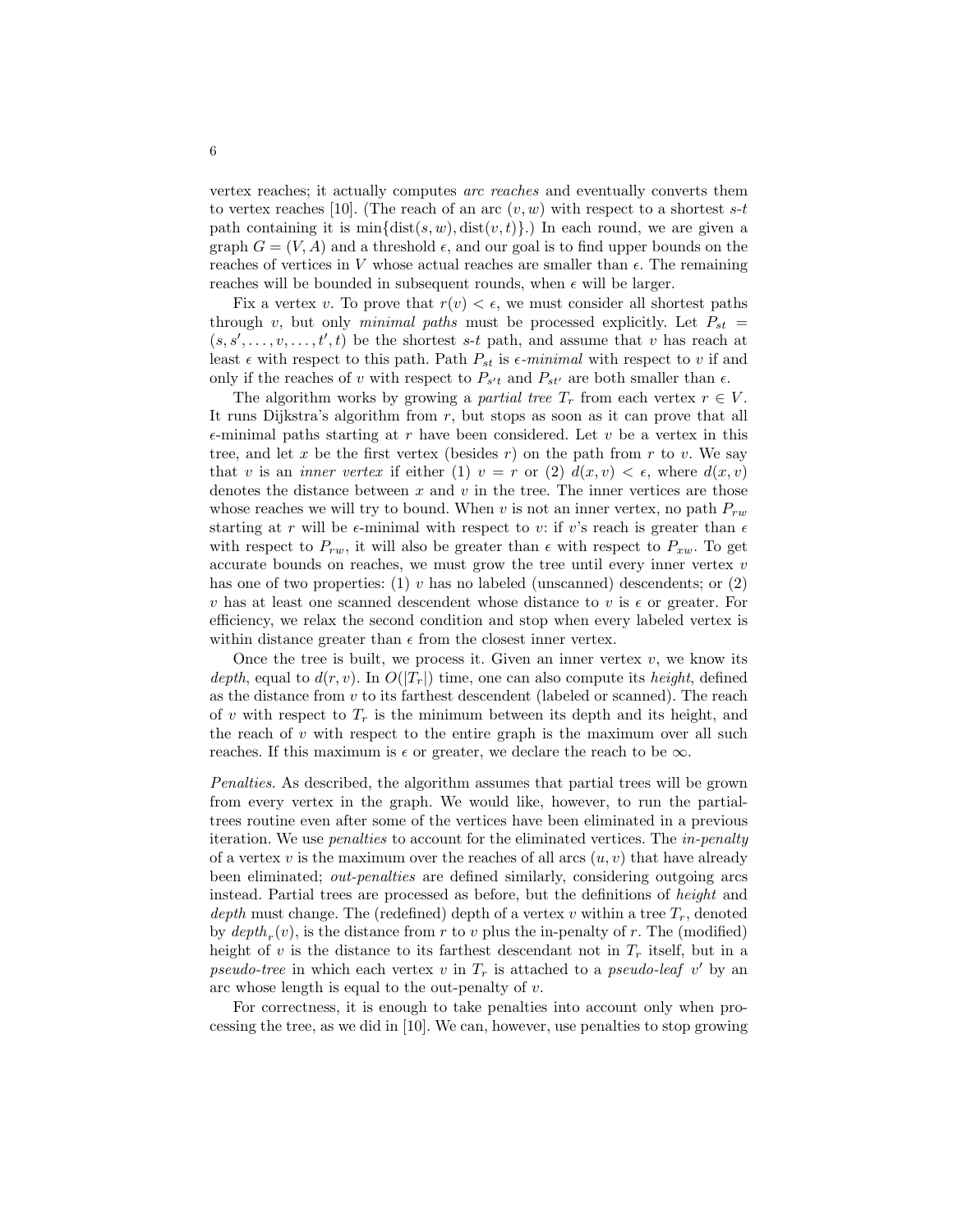vertex reaches; it actually computes *arc reaches* and eventually converts them to vertex reaches [10]. (The reach of an arc $(v, w)$ with respect to a shortest $s$-$t$ path containing it is $\min\{\text{dist}(s, w), \text{dist}(v, t)\}$.) In each round, we are given a graph $G = (V, A)$ and a threshold $\epsilon$, and our goal is to find upper bounds on the reaches of vertices in $V$ whose actual reaches are smaller than $\epsilon$. The remaining reaches will be bounded in subsequent rounds, when $\epsilon$ will be larger.

Fix a vertex $v$. To prove that $r(v) < \epsilon$, we must consider all shortest paths through $v$, but only *minimal paths* must be processed explicitly. Let $P_{st} = (s, s', \ldots, v, \ldots, t', t)$ be the shortest $s$-$t$ path, and assume that $v$ has reach at least $\epsilon$ with respect to this path. Path $P_{st}$ is $\epsilon$-*minimal* with respect to $v$ if and only if the reaches of $v$ with respect to $P_{s't}$ and $P_{st'}$ are both smaller than $\epsilon$.

The algorithm works by growing a *partial tree* $T_r$ from each vertex $r \in V$. It runs Dijkstra's algorithm from $r$, but stops as soon as it can prove that all $\epsilon$-minimal paths starting at $r$ have been considered. Let $v$ be a vertex in this tree, and let $x$ be the first vertex (besides $r$) on the path from $r$ to $v$. We say that $v$ is an *inner vertex* if either (1) $v = r$ or (2) $d(x, v) < \epsilon$, where $d(x, v)$ denotes the distance between $x$ and $v$ in the tree. The inner vertices are those whose reaches we will try to bound. When $v$ is not an inner vertex, no path $P_{rw}$ starting at $r$ will be $\epsilon$-minimal with respect to $v$: if $v$'s reach is greater than $\epsilon$ with respect to $P_{rw}$, it will also be greater than $\epsilon$ with respect to $P_{xw}$. To get accurate bounds on reaches, we must grow the tree until every inner vertex $v$ has one of two properties: (1) $v$ has no labeled (unscanned) descendents; or (2) $v$ has at least one scanned descendent whose distance to $v$ is $\epsilon$ or greater. For efficiency, we relax the second condition and stop when every labeled vertex is within distance greater than $\epsilon$ from the closest inner vertex.

Once the tree is built, we process it. Given an inner vertex $v$, we know its *depth*, equal to $d(r, v)$. In $O(|T_r|)$ time, one can also compute its *height*, defined as the distance from $v$ to its farthest descendent (labeled or scanned). The reach of $v$ with respect to $T_r$ is the minimum between its depth and its height, and the reach of $v$ with respect to the entire graph is the maximum over all such reaches. If this maximum is $\epsilon$ or greater, we declare the reach to be $\infty$.

*Penalties.* As described, the algorithm assumes that partial trees will be grown from every vertex in the graph. We would like, however, to run the partial-trees routine even after some of the vertices have been eliminated in a previous iteration. We use *penalties* to account for the eliminated vertices. The *in-penalty* of a vertex $v$ is the maximum over the reaches of all arcs $(u, v)$ that have already been eliminated; *out-penalties* are defined similarly, considering outgoing arcs instead. Partial trees are processed as before, but the definitions of *height* and *depth* must change. The (redefined) depth of a vertex $v$ within a tree $T_r$, denoted by $depth_r(v)$, is the distance from $r$ to $v$ plus the in-penalty of $r$. The (modified) height of $v$ is the distance to its farthest descendant not in $T_r$ itself, but in a *pseudo-tree* in which each vertex $v$ in $T_r$ is attached to a *pseudo-leaf* $v'$ by an arc whose length is equal to the out-penalty of $v$.

For correctness, it is enough to take penalties into account only when processing the tree, as we did in [10]. We can, however, use penalties to stop growing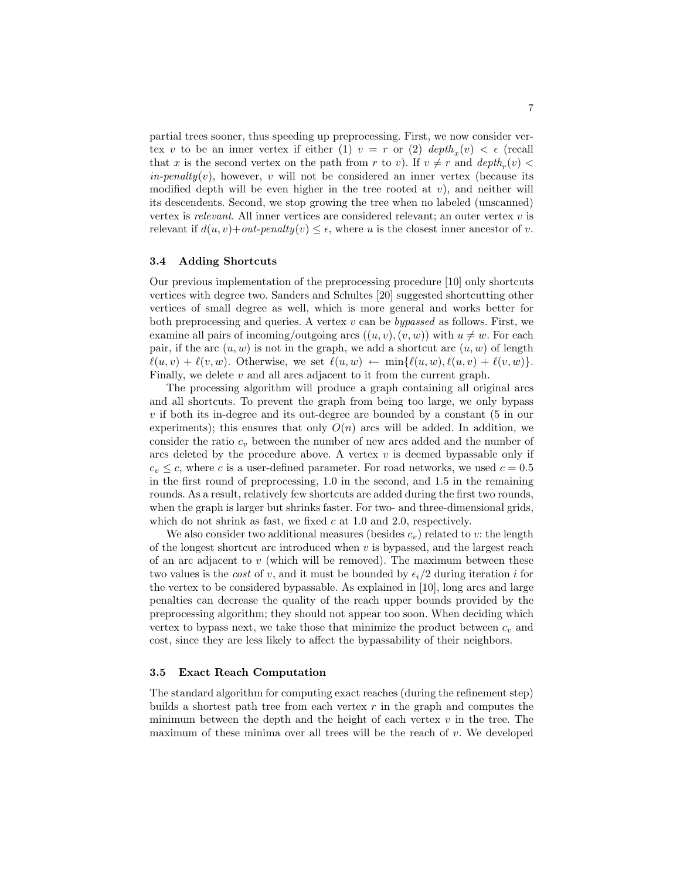partial trees sooner, thus speeding up preprocessing. First, we now consider vertex $v$ to be an inner vertex if either (1) $v = r$ or (2) $depth_x(v) < \epsilon$ (recall that $x$ is the second vertex on the path from $r$ to $v$). If $v \neq r$ and $depth_r(v) < in\text{-}penalty(v)$, however, $v$ will not be considered an inner vertex (because its modified depth will be even higher in the tree rooted at $v$), and neither will its descendents. Second, we stop growing the tree when no labeled (unscanned) vertex is *relevant*. All inner vertices are considered relevant; an outer vertex $v$ is relevant if $d(u, v) + out\text{-}penalty(v) \leq \epsilon$, where $u$ is the closest inner ancestor of $v$.

### 3.4 Adding Shortcuts

Our previous implementation of the preprocessing procedure [10] only shortcuts vertices with degree two. Sanders and Schultes [20] suggested shortcutting other vertices of small degree as well, which is more general and works better for both preprocessing and queries. A vertex $v$ can be *bypassed* as follows. First, we examine all pairs of incoming/outgoing arcs $((u, v), (v, w))$ with $u \neq w$. For each pair, if the arc $(u, w)$ is not in the graph, we add a shortcut arc $(u, w)$ of length $\ell(u, v) + \ell(v, w)$. Otherwise, we set $\ell(u, w) \leftarrow \min\{\ell(u, w), \ell(u, v) + \ell(v, w)\}$. Finally, we delete $v$ and all arcs adjacent to it from the current graph.

The processing algorithm will produce a graph containing all original arcs and all shortcuts. To prevent the graph from being too large, we only bypass $v$ if both its in-degree and its out-degree are bounded by a constant (5 in our experiments); this ensures that only $O(n)$ arcs will be added. In addition, we consider the ratio $c_v$ between the number of new arcs added and the number of arcs deleted by the procedure above. A vertex $v$ is deemed bypassable only if $c_v \leq c$, where $c$ is a user-defined parameter. For road networks, we used $c = 0.5$ in the first round of preprocessing, 1.0 in the second, and 1.5 in the remaining rounds. As a result, relatively few shortcuts are added during the first two rounds, when the graph is larger but shrinks faster. For two- and three-dimensional grids, which do not shrink as fast, we fixed $c$ at 1.0 and 2.0, respectively.

We also consider two additional measures (besides $c_v$) related to $v$: the length of the longest shortcut arc introduced when $v$ is bypassed, and the largest reach of an arc adjacent to $v$ (which will be removed). The maximum between these two values is the *cost* of $v$, and it must be bounded by $\epsilon_i/2$ during iteration $i$ for the vertex to be considered bypassable. As explained in [10], long arcs and large penalties can decrease the quality of the reach upper bounds provided by the preprocessing algorithm; they should not appear too soon. When deciding which vertex to bypass next, we take those that minimize the product between $c_v$ and cost, since they are less likely to affect the bypassability of their neighbors.

### 3.5 Exact Reach Computation

The standard algorithm for computing exact reaches (during the refinement step) builds a shortest path tree from each vertex $r$ in the graph and computes the minimum between the depth and the height of each vertex $v$ in the tree. The maximum of these minima over all trees will be the reach of $v$. We developed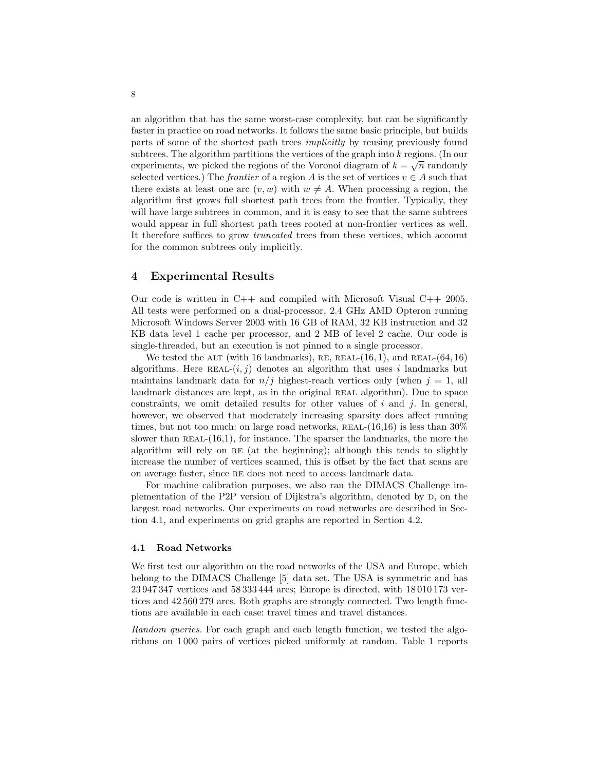an algorithm that has the same worst-case complexity, but can be significantly faster in practice on road networks. It follows the same basic principle, but builds parts of some of the shortest path trees *implicitly* by reusing previously found subtrees. The algorithm partitions the vertices of the graph into $k$ regions. (In our experiments, we picked the regions of the Voronoi diagram of $k = \sqrt{n}$ randomly selected vertices.) The *frontier* of a region $A$ is the set of vertices $v \in A$ such that there exists at least one arc $(v, w)$ with $w \neq A$. When processing a region, the algorithm first grows full shortest path trees from the frontier. Typically, they will have large subtrees in common, and it is easy to see that the same subtrees would appear in full shortest path trees rooted at non-frontier vertices as well. It therefore suffices to grow *truncated* trees from these vertices, which account for the common subtrees only implicitly.

## 4 Experimental Results

Our code is written in C++ and compiled with Microsoft Visual C++ 2005. All tests were performed on a dual-processor, 2.4 GHz AMD Opteron running Microsoft Windows Server 2003 with 16 GB of RAM, 32 KB instruction and 32 KB data level 1 cache per processor, and 2 MB of level 2 cache. Our code is single-threaded, but an execution is not pinned to a single processor.

We tested the ALT (with 16 landmarks), RE, REAL-$(16, 1)$, and REAL-$(64, 16)$ algorithms. Here REAL-$(i, j)$ denotes an algorithm that uses $i$ landmarks but maintains landmark data for $n/j$ highest-reach vertices only (when $j = 1$, all landmark distances are kept, as in the original REAL algorithm). Due to space constraints, we omit detailed results for other values of $i$ and $j$. In general, however, we observed that moderately increasing sparsity does affect running times, but not too much: on large road networks, REAL-(16,16) is less than 30% slower than REAL-(16,1), for instance. The sparser the landmarks, the more the algorithm will rely on RE (at the beginning); although this tends to slightly increase the number of vertices scanned, this is offset by the fact that scans are on average faster, since RE does not need to access landmark data.

For machine calibration purposes, we also ran the DIMACS Challenge implementation of the P2P version of Dijkstra's algorithm, denoted by D, on the largest road networks. Our experiments on road networks are described in Section 4.1, and experiments on grid graphs are reported in Section 4.2.

### 4.1 Road Networks

We first test our algorithm on the road networks of the USA and Europe, which belong to the DIMACS Challenge [5] data set. The USA is symmetric and has 23 947 347 vertices and 58 333 444 arcs; Europe is directed, with 18 010 173 vertices and 42 560 279 arcs. Both graphs are strongly connected. Two length functions are available in each case: travel times and travel distances.

*Random queries.* For each graph and each length function, we tested the algorithms on 1 000 pairs of vertices picked uniformly at random. Table 1 reports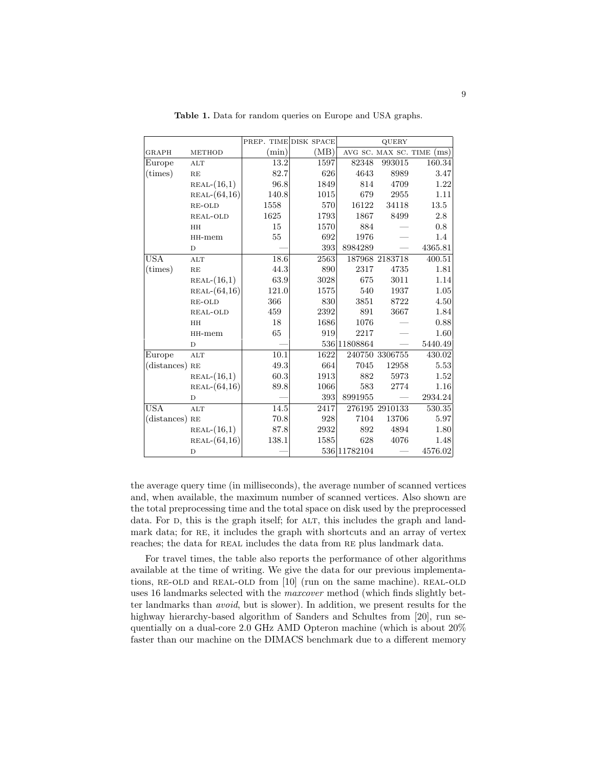**Table 1.** Data for random queries on Europe and USA graphs.

| | | PREP. TIME | DISK SPACE | QUERY | | |
|---|---|---|---|---|---|---|
| GRAPH | METHOD | (min) | (MB) | AVG SC. | MAX SC. | TIME (ms) |
| Europe (times) | ALT | 13.2 | 1597 | 82348 | 993015 | 160.34 |
| | RE | 82.7 | 626 | 4643 | 8989 | 3.47 |
| | REAL-(16,1) | 96.8 | 1849 | 814 | 4709 | 1.22 |
| | REAL-(64,16) | 140.8 | 1015 | 679 | 2955 | 1.11 |
| | RE-OLD | 1558 | 570 | 16122 | 34118 | 13.5 |
| | REAL-OLD | 1625 | 1793 | 1867 | 8499 | 2.8 |
| | HH | 15 | 1570 | 884 | — | 0.8 |
| | HH-mem | 55 | 692 | 1976 | — | 1.4 |
| | D | — | 393 | 8984289 | — | 4365.81 |
| USA (times) | ALT | 18.6 | 2563 | 187968 | 2183718 | 400.51 |
| | RE | 44.3 | 890 | 2317 | 4735 | 1.81 |
| | REAL-(16,1) | 63.9 | 3028 | 675 | 3011 | 1.14 |
| | REAL-(64,16) | 121.0 | 1575 | 540 | 1937 | 1.05 |
| | RE-OLD | 366 | 830 | 3851 | 8722 | 4.50 |
| | REAL-OLD | 459 | 2392 | 891 | 3667 | 1.84 |
| | HH | 18 | 1686 | 1076 | — | 0.88 |
| | HH-mem | 65 | 919 | 2217 | — | 1.60 |
| | D | — | 536 | 11808864 | — | 5440.49 |
| Europe (distances) | ALT | 10.1 | 1622 | 240750 | 3306755 | 430.02 |
| | RE | 49.3 | 664 | 7045 | 12958 | 5.53 |
| | REAL-(16,1) | 60.3 | 1913 | 882 | 5973 | 1.52 |
| | REAL-(64,16) | 89.8 | 1066 | 583 | 2774 | 1.16 |
| | D | — | 393 | 8991955 | — | 2934.24 |
| USA (distances) | ALT | 14.5 | 2417 | 276195 | 2910133 | 530.35 |
| | RE | 70.8 | 928 | 7104 | 13706 | 5.97 |
| | REAL-(16,1) | 87.8 | 2932 | 892 | 4894 | 1.80 |
| | REAL-(64,16) | 138.1 | 1585 | 628 | 4076 | 1.48 |
| | D | — | 536 | 11782104 | — | 4576.02 |

the average query time (in milliseconds), the average number of scanned vertices and, when available, the maximum number of scanned vertices. Also shown are the total preprocessing time and the total space on disk used by the preprocessed data. For D, this is the graph itself; for ALT, this includes the graph and landmark data; for RE, it includes the graph with shortcuts and an array of vertex reaches; the data for REAL includes the data from RE plus landmark data.

For travel times, the table also reports the performance of other algorithms available at the time of writing. We give the data for our previous implementations, RE-OLD and REAL-OLD from [10] (run on the same machine). REAL-OLD uses 16 landmarks selected with the *maxcover* method (which finds slightly better landmarks than *avoid*, but is slower). In addition, we present results for the highway hierarchy-based algorithm of Sanders and Schultes from [20], run sequentially on a dual-core 2.0 GHz AMD Opteron machine (which is about 20% faster than our machine on the DIMACS benchmark due to a different memory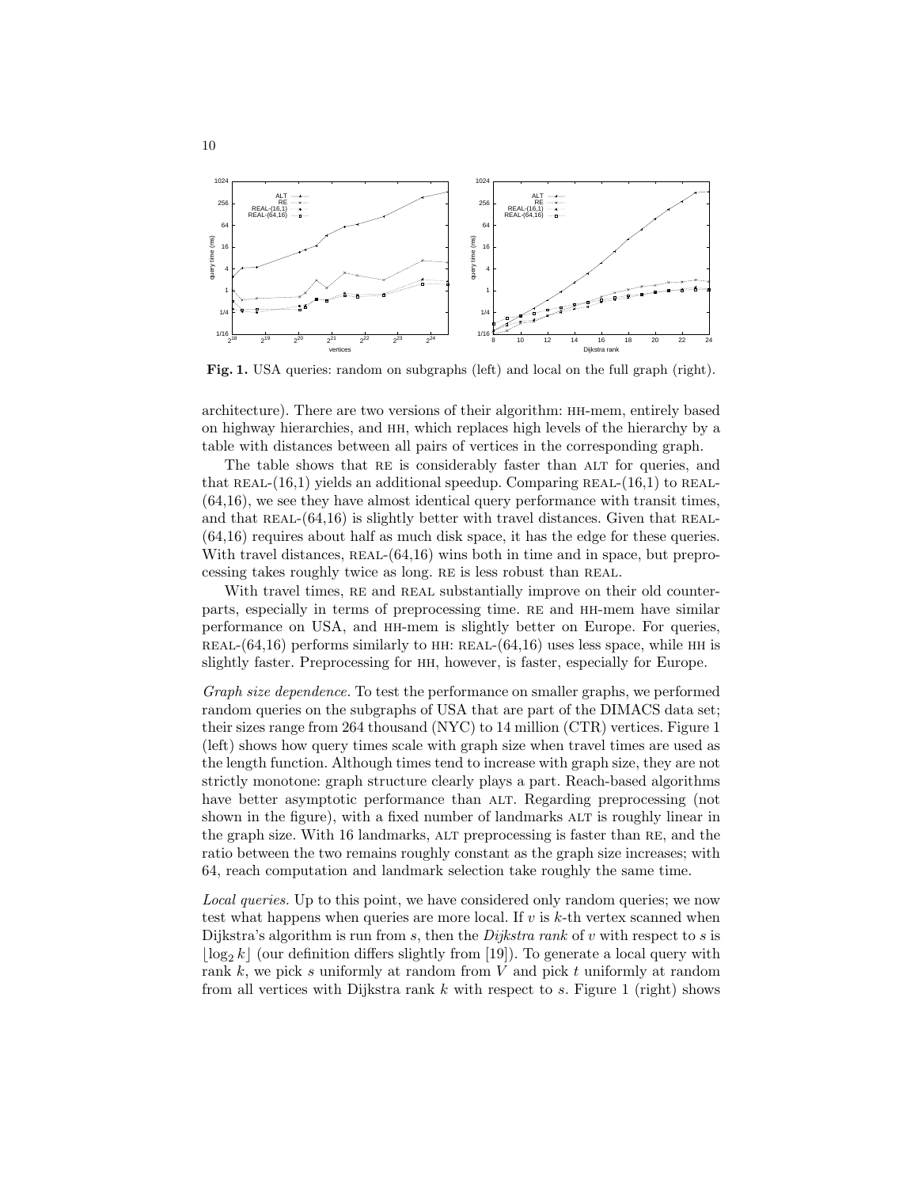**Fig. 1.** USA queries: random on subgraphs (left) and local on the full graph (right).

architecture). There are two versions of their algorithm: HH-mem, entirely based on highway hierarchies, and HH, which replaces high levels of the hierarchy by a table with distances between all pairs of vertices in the corresponding graph.

The table shows that RE is considerably faster than ALT for queries, and that REAL-(16,1) yields an additional speedup. Comparing REAL-(16,1) to REAL-(64,16), we see they have almost identical query performance with transit times, and that REAL-(64,16) is slightly better with travel distances. Given that REAL-(64,16) requires about half as much disk space, it has the edge for these queries. With travel distances, REAL-(64,16) wins both in time and in space, but preprocessing takes roughly twice as long. RE is less robust than REAL.

With travel times, RE and REAL substantially improve on their old counterparts, especially in terms of preprocessing time. RE and HH-mem have similar performance on USA, and HH-mem is slightly better on Europe. For queries, REAL-(64,16) performs similarly to HH: REAL-(64,16) uses less space, while HH is slightly faster. Preprocessing for HH, however, is faster, especially for Europe.

*Graph size dependence.* To test the performance on smaller graphs, we performed random queries on the subgraphs of USA that are part of the DIMACS data set; their sizes range from 264 thousand (NYC) to 14 million (CTR) vertices. Figure 1 (left) shows how query times scale with graph size when travel times are used as the length function. Although times tend to increase with graph size, they are not strictly monotone: graph structure clearly plays a part. Reach-based algorithms have better asymptotic performance than ALT. Regarding preprocessing (not shown in the figure), with a fixed number of landmarks ALT is roughly linear in the graph size. With 16 landmarks, ALT preprocessing is faster than RE, and the ratio between the two remains roughly constant as the graph size increases; with 64, reach computation and landmark selection take roughly the same time.

*Local queries.* Up to this point, we have considered only random queries; we now test what happens when queries are more local. If $v$ is $k$-th vertex scanned when Dijkstra's algorithm is run from $s$, then the *Dijkstra rank* of $v$ with respect to $s$ is $\lfloor \log_2 k \rfloor$ (our definition differs slightly from [19]). To generate a local query with rank $k$, we pick $s$ uniformly at random from $V$ and pick $t$ uniformly at random from all vertices with Dijkstra rank $k$ with respect to $s$. Figure 1 (right) shows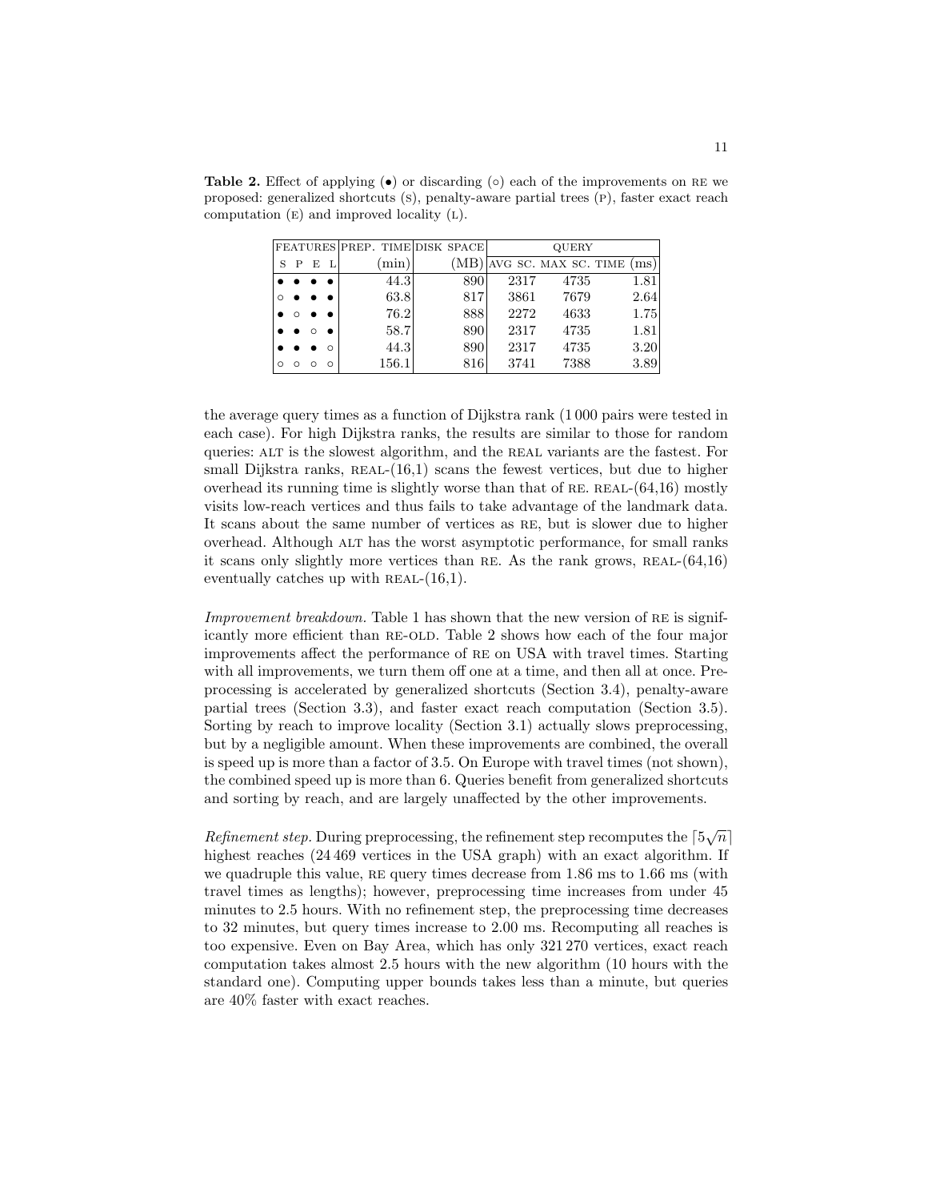**Table 2.** Effect of applying (•) or discarding (◦) each of the improvements on RE we proposed: generalized shortcuts (S), penalty-aware partial trees (P), faster exact reach computation (E) and improved locality (L).

| FEATURES | | | | PREP. TIME | DISK SPACE | QUERY | | |
|---|---|---|---|---|---|---|---|---|
| S | P | E | L | (min) | (MB) | AVG SC. | MAX SC. | TIME (ms) |
| • | • | • | • | 44.3 | 890 | 2317 | 4735 | 1.81 |
| ◦ | • | • | • | 63.8 | 817 | 3861 | 7679 | 2.64 |
| • | ◦ | • | • | 76.2 | 888 | 2272 | 4633 | 1.75 |
| • | • | ◦ | • | 58.7 | 890 | 2317 | 4735 | 1.81 |
| • | • | • | ◦ | 44.3 | 890 | 2317 | 4735 | 3.20 |
| ◦ | ◦ | ◦ | ◦ | 156.1 | 816 | 3741 | 7388 | 3.89 |

the average query times as a function of Dijkstra rank (1 000 pairs were tested in each case). For high Dijkstra ranks, the results are similar to those for random queries: ALT is the slowest algorithm, and the REAL variants are the fastest. For small Dijkstra ranks, REAL-(16,1) scans the fewest vertices, but due to higher overhead its running time is slightly worse than that of RE. REAL-(64,16) mostly visits low-reach vertices and thus fails to take advantage of the landmark data. It scans about the same number of vertices as RE, but is slower due to higher overhead. Although ALT has the worst asymptotic performance, for small ranks it scans only slightly more vertices than RE. As the rank grows, REAL-(64,16) eventually catches up with REAL-(16,1).

*Improvement breakdown.* Table 1 has shown that the new version of RE is significantly more efficient than RE-OLD. Table 2 shows how each of the four major improvements affect the performance of RE on USA with travel times. Starting with all improvements, we turn them off one at a time, and then all at once. Preprocessing is accelerated by generalized shortcuts (Section 3.4), penalty-aware partial trees (Section 3.3), and faster exact reach computation (Section 3.5). Sorting by reach to improve locality (Section 3.1) actually slows preprocessing, but by a negligible amount. When these improvements are combined, the overall is speed up is more than a factor of 3.5. On Europe with travel times (not shown), the combined speed up is more than 6. Queries benefit from generalized shortcuts and sorting by reach, and are largely unaffected by the other improvements.

*Refinement step.* During preprocessing, the refinement step recomputes the $\lceil 5\sqrt{n} \rceil$ highest reaches (24 469 vertices in the USA graph) with an exact algorithm. If we quadruple this value, RE query times decrease from 1.86 ms to 1.66 ms (with travel times as lengths); however, preprocessing time increases from under 45 minutes to 2.5 hours. With no refinement step, the preprocessing time decreases to 32 minutes, but query times increase to 2.00 ms. Recomputing all reaches is too expensive. Even on Bay Area, which has only 321 270 vertices, exact reach computation takes almost 2.5 hours with the new algorithm (10 hours with the standard one). Computing upper bounds takes less than a minute, but queries are 40% faster with exact reaches.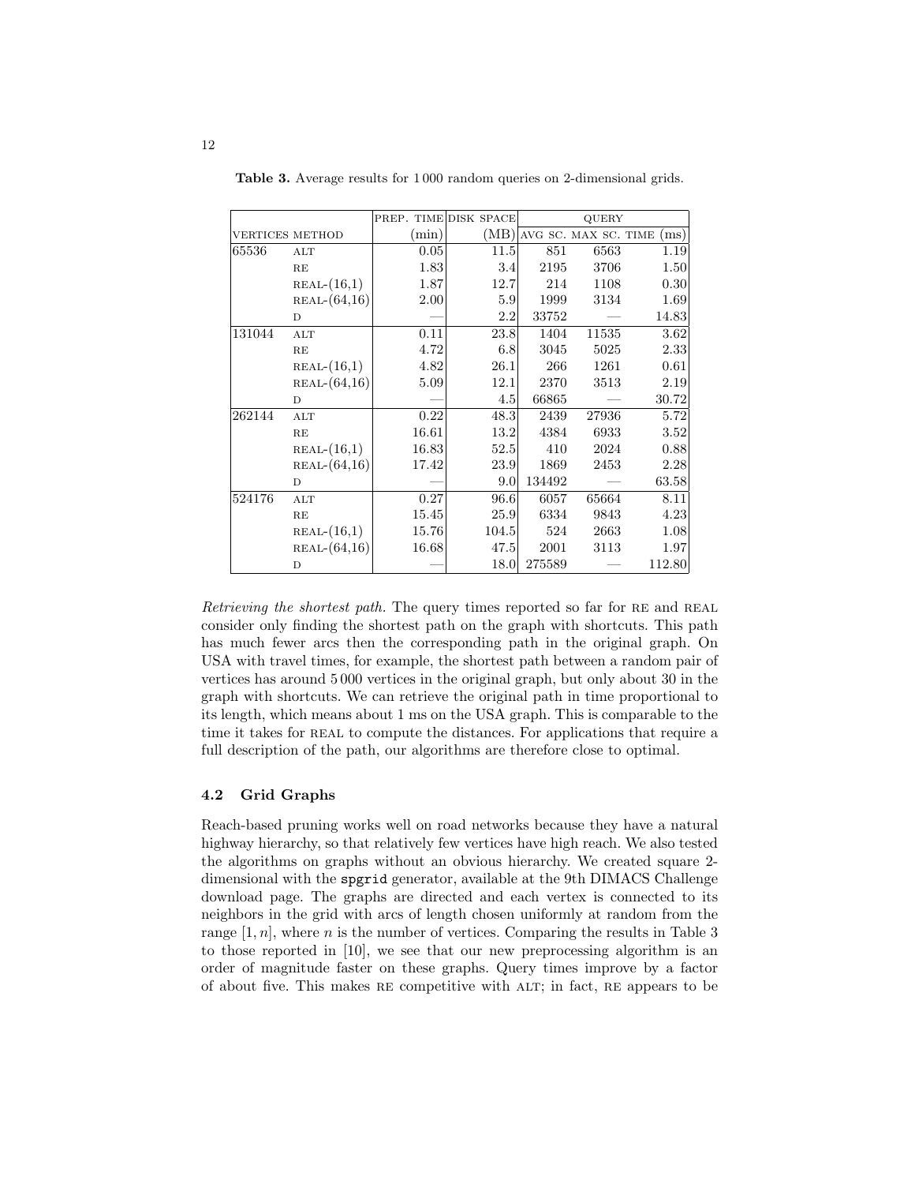**Table 3.** Average results for 1 000 random queries on 2-dimensional grids.

| | | PREP. TIME | DISK SPACE | QUERY | | |
|---|---|---|---|---|---|---|
| VERTICES | METHOD | (min) | (MB) | AVG SC. | MAX SC. | TIME (ms) |
| 65536 | ALT | 0.05 | 11.5 | 851 | 6563 | 1.19 |
| | RE | 1.83 | 3.4 | 2195 | 3706 | 1.50 |
| | REAL-(16,1) | 1.87 | 12.7 | 214 | 1108 | 0.30 |
| | REAL-(64,16) | 2.00 | 5.9 | 1999 | 3134 | 1.69 |
| | D | — | 2.2 | 33752 | — | 14.83 |
| 131044 | ALT | 0.11 | 23.8 | 1404 | 11535 | 3.62 |
| | RE | 4.72 | 6.8 | 3045 | 5025 | 2.33 |
| | REAL-(16,1) | 4.82 | 26.1 | 266 | 1261 | 0.61 |
| | REAL-(64,16) | 5.09 | 12.1 | 2370 | 3513 | 2.19 |
| | D | — | 4.5 | 66865 | — | 30.72 |
| 262144 | ALT | 0.22 | 48.3 | 2439 | 27936 | 5.72 |
| | RE | 16.61 | 13.2 | 4384 | 6933 | 3.52 |
| | REAL-(16,1) | 16.83 | 52.5 | 410 | 2024 | 0.88 |
| | REAL-(64,16) | 17.42 | 23.9 | 1869 | 2453 | 2.28 |
| | D | — | 9.0 | 134492 | — | 63.58 |
| 524176 | ALT | 0.27 | 96.6 | 6057 | 65664 | 8.11 |
| | RE | 15.45 | 25.9 | 6334 | 9843 | 4.23 |
| | REAL-(16,1) | 15.76 | 104.5 | 524 | 2663 | 1.08 |
| | REAL-(64,16) | 16.68 | 47.5 | 2001 | 3113 | 1.97 |
| | D | — | 18.0 | 275589 | — | 112.80 |

*Retrieving the shortest path.* The query times reported so far for RE and REAL consider only finding the shortest path on the graph with shortcuts. This path has much fewer arcs then the corresponding path in the original graph. On USA with travel times, for example, the shortest path between a random pair of vertices has around 5 000 vertices in the original graph, but only about 30 in the graph with shortcuts. We can retrieve the original path in time proportional to its length, which means about 1 ms on the USA graph. This is comparable to the time it takes for REAL to compute the distances. For applications that require a full description of the path, our algorithms are therefore close to optimal.

### 4.2 Grid Graphs

Reach-based pruning works well on road networks because they have a natural highway hierarchy, so that relatively few vertices have high reach. We also tested the algorithms on graphs without an obvious hierarchy. We created square 2-dimensional with the `spgrid` generator, available at the 9th DIMACS Challenge download page. The graphs are directed and each vertex is connected to its neighbors in the grid with arcs of length chosen uniformly at random from the range $[1, n]$, where $n$ is the number of vertices. Comparing the results in Table 3 to those reported in [10], we see that our new preprocessing algorithm is an order of magnitude faster on these graphs. Query times improve by a factor of about five. This makes RE competitive with ALT; in fact, RE appears to be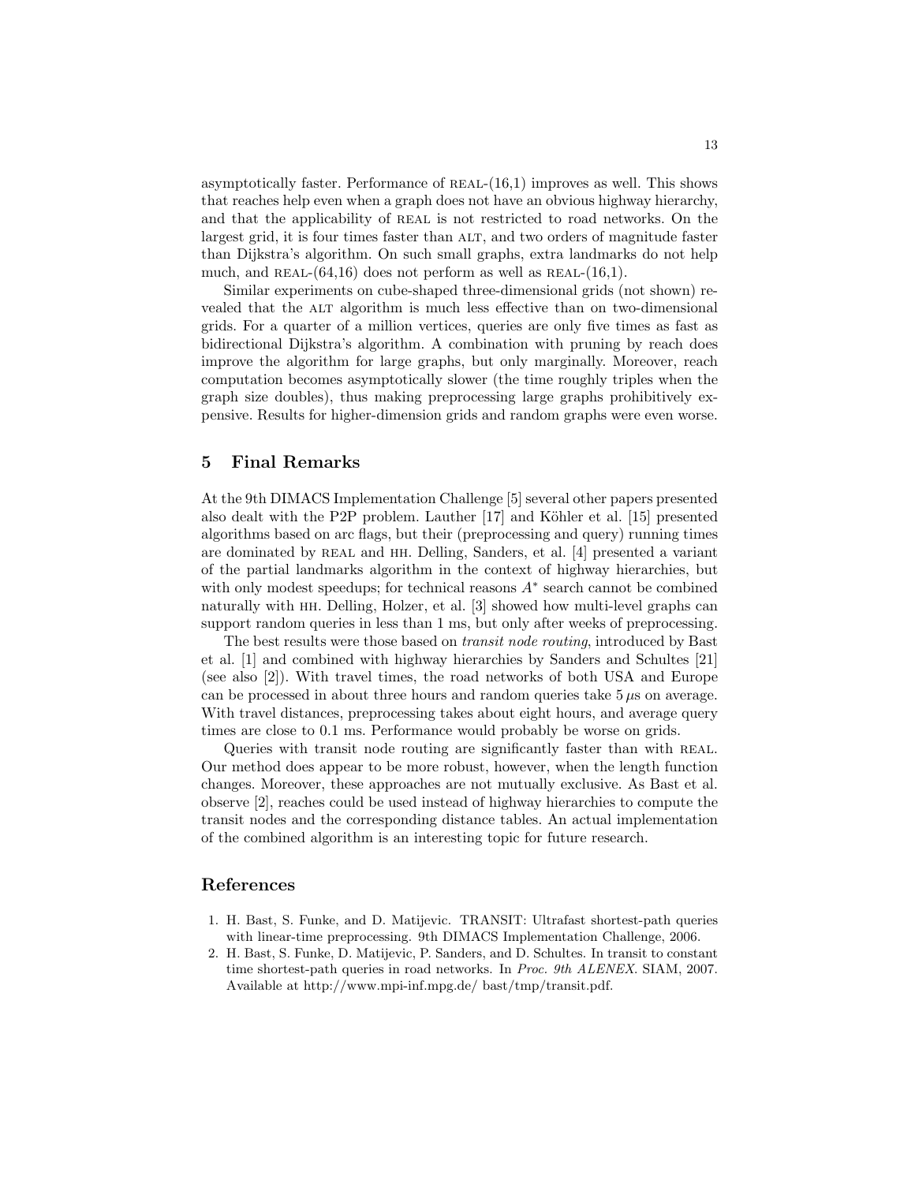asymptotically faster. Performance of REAL-(16,1) improves as well. This shows that reaches help even when a graph does not have an obvious highway hierarchy, and that the applicability of REAL is not restricted to road networks. On the largest grid, it is four times faster than ALT, and two orders of magnitude faster than Dijkstra's algorithm. On such small graphs, extra landmarks do not help much, and REAL-(64,16) does not perform as well as REAL-(16,1).

Similar experiments on cube-shaped three-dimensional grids (not shown) revealed that the ALT algorithm is much less effective than on two-dimensional grids. For a quarter of a million vertices, queries are only five times as fast as bidirectional Dijkstra's algorithm. A combination with pruning by reach does improve the algorithm for large graphs, but only marginally. Moreover, reach computation becomes asymptotically slower (the time roughly triples when the graph size doubles), thus making preprocessing large graphs prohibitively expensive. Results for higher-dimension grids and random graphs were even worse.

## 5 Final Remarks

At the 9th DIMACS Implementation Challenge [5] several other papers presented also dealt with the P2P problem. Lauther [17] and Köhler et al. [15] presented algorithms based on arc flags, but their (preprocessing and query) running times are dominated by REAL and HH. Delling, Sanders, et al. [4] presented a variant of the partial landmarks algorithm in the context of highway hierarchies, but with only modest speedups; for technical reasons $A^*$ search cannot be combined naturally with HH. Delling, Holzer, et al. [3] showed how multi-level graphs can support random queries in less than 1 ms, but only after weeks of preprocessing.

The best results were those based on *transit node routing*, introduced by Bast et al. [1] and combined with highway hierarchies by Sanders and Schultes [21] (see also [2]). With travel times, the road networks of both USA and Europe can be processed in about three hours and random queries take $5\,\mu$s on average. With travel distances, preprocessing takes about eight hours, and average query times are close to 0.1 ms. Performance would probably be worse on grids.

Queries with transit node routing are significantly faster than with REAL. Our method does appear to be more robust, however, when the length function changes. Moreover, these approaches are not mutually exclusive. As Bast et al. observe [2], reaches could be used instead of highway hierarchies to compute the transit nodes and the corresponding distance tables. An actual implementation of the combined algorithm is an interesting topic for future research.

## References

1. H. Bast, S. Funke, and D. Matijevic. TRANSIT: Ultrafast shortest-path queries with linear-time preprocessing. 9th DIMACS Implementation Challenge, 2006.
2. H. Bast, S. Funke, D. Matijevic, P. Sanders, and D. Schultes. In transit to constant time shortest-path queries in road networks. In *Proc. 9th ALENEX*. SIAM, 2007. Available at http://www.mpi-inf.mpg.de/ bast/tmp/transit.pdf.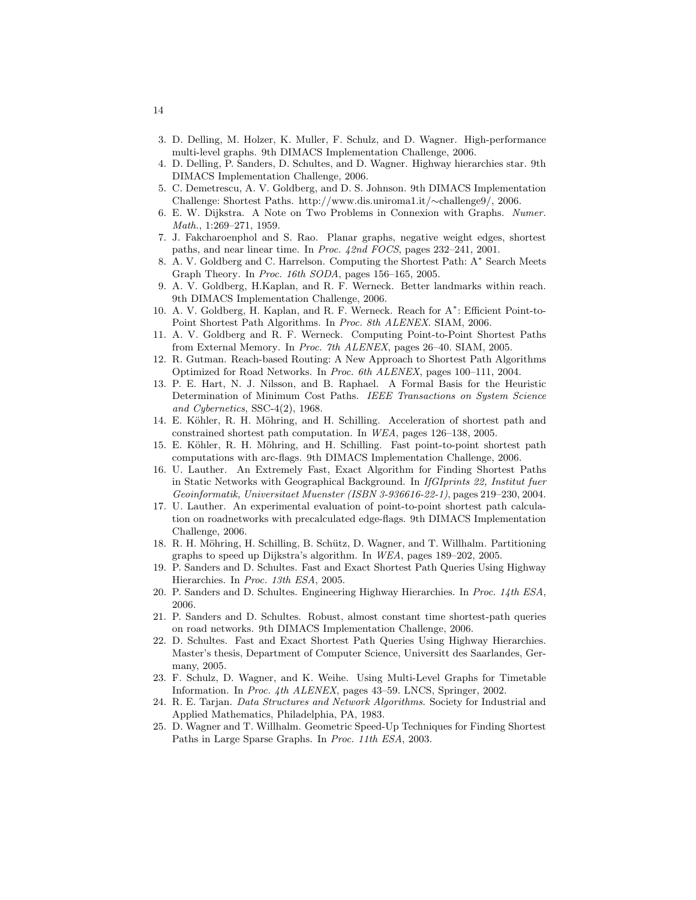3. D. Delling, M. Holzer, K. Muller, F. Schulz, and D. Wagner. High-performance multi-level graphs. 9th DIMACS Implementation Challenge, 2006.
4. D. Delling, P. Sanders, D. Schultes, and D. Wagner. Highway hierarchies star. 9th DIMACS Implementation Challenge, 2006.
5. C. Demetrescu, A. V. Goldberg, and D. S. Johnson. 9th DIMACS Implementation Challenge: Shortest Paths. http://www.dis.uniroma1.it/∼challenge9/, 2006.
6. E. W. Dijkstra. A Note on Two Problems in Connexion with Graphs. *Numer. Math.*, 1:269–271, 1959.
7. J. Fakcharoenphol and S. Rao. Planar graphs, negative weight edges, shortest paths, and near linear time. In *Proc. 42nd FOCS*, pages 232–241, 2001.
8. A. V. Goldberg and C. Harrelson. Computing the Shortest Path: A* Search Meets Graph Theory. In *Proc. 16th SODA*, pages 156–165, 2005.
9. A. V. Goldberg, H.Kaplan, and R. F. Werneck. Better landmarks within reach. 9th DIMACS Implementation Challenge, 2006.
10. A. V. Goldberg, H. Kaplan, and R. F. Werneck. Reach for A*: Efficient Point-to-Point Shortest Path Algorithms. In *Proc. 8th ALENEX*. SIAM, 2006.
11. A. V. Goldberg and R. F. Werneck. Computing Point-to-Point Shortest Paths from External Memory. In *Proc. 7th ALENEX*, pages 26–40. SIAM, 2005.
12. R. Gutman. Reach-based Routing: A New Approach to Shortest Path Algorithms Optimized for Road Networks. In *Proc. 6th ALENEX*, pages 100–111, 2004.
13. P. E. Hart, N. J. Nilsson, and B. Raphael. A Formal Basis for the Heuristic Determination of Minimum Cost Paths. *IEEE Transactions on System Science and Cybernetics*, SSC-4(2), 1968.
14. E. Köhler, R. H. Möhring, and H. Schilling. Acceleration of shortest path and constrained shortest path computation. In *WEA*, pages 126–138, 2005.
15. E. Köhler, R. H. Möhring, and H. Schilling. Fast point-to-point shortest path computations with arc-flags. 9th DIMACS Implementation Challenge, 2006.
16. U. Lauther. An Extremely Fast, Exact Algorithm for Finding Shortest Paths in Static Networks with Geographical Background. In *IfGIprints 22, Institut fuer Geoinformatik, Universitaet Muenster (ISBN 3-936616-22-1)*, pages 219–230, 2004.
17. U. Lauther. An experimental evaluation of point-to-point shortest path calculation on roadnetworks with precalculated edge-flags. 9th DIMACS Implementation Challenge, 2006.
18. R. H. Möhring, H. Schilling, B. Schütz, D. Wagner, and T. Willhalm. Partitioning graphs to speed up Dijkstra's algorithm. In *WEA*, pages 189–202, 2005.
19. P. Sanders and D. Schultes. Fast and Exact Shortest Path Queries Using Highway Hierarchies. In *Proc. 13th ESA*, 2005.
20. P. Sanders and D. Schultes. Engineering Highway Hierarchies. In *Proc. 14th ESA*, 2006.
21. P. Sanders and D. Schultes. Robust, almost constant time shortest-path queries on road networks. 9th DIMACS Implementation Challenge, 2006.
22. D. Schultes. Fast and Exact Shortest Path Queries Using Highway Hierarchies. Master's thesis, Department of Computer Science, Universitt des Saarlandes, Germany, 2005.
23. F. Schulz, D. Wagner, and K. Weihe. Using Multi-Level Graphs for Timetable Information. In *Proc. 4th ALENEX*, pages 43–59. LNCS, Springer, 2002.
24. R. E. Tarjan. *Data Structures and Network Algorithms*. Society for Industrial and Applied Mathematics, Philadelphia, PA, 1983.
25. D. Wagner and T. Willhalm. Geometric Speed-Up Techniques for Finding Shortest Paths in Large Sparse Graphs. In *Proc. 11th ESA*, 2003.